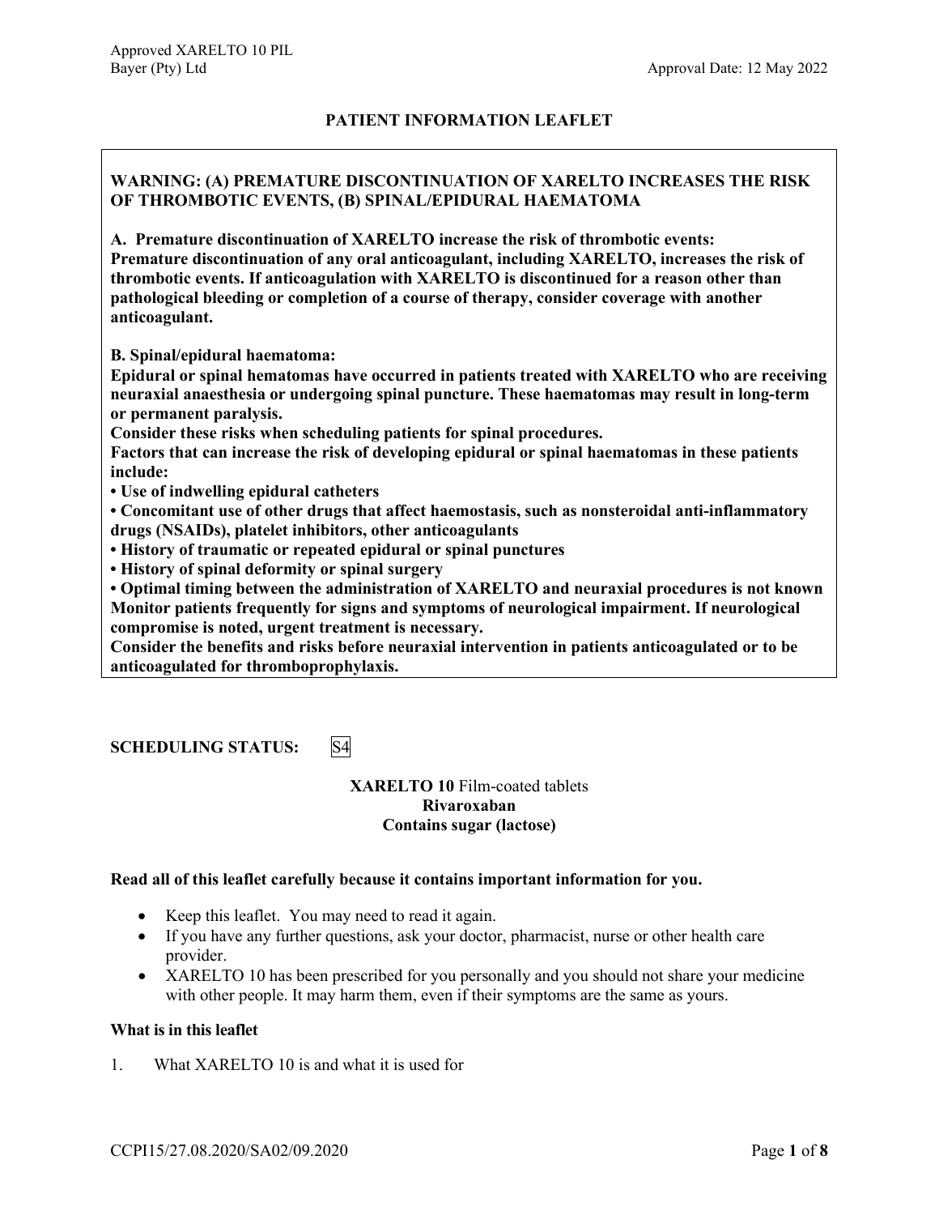# PATIENT INFORMATION LEAFLET

**WARNING: (A) PREMATURE DISCONTINUATION OF XARELTO INCREASES THE RISK OF THROMBOTIC EVENTS, (B) SPINAL/EPIDURAL HAEMATOMA**

**A. Premature discontinuation of XARELTO increase the risk of thrombotic events:**
**Premature discontinuation of any oral anticoagulant, including XARELTO, increases the risk of thrombotic events. If anticoagulation with XARELTO is discontinued for a reason other than pathological bleeding or completion of a course of therapy, consider coverage with another anticoagulant.**

**B. Spinal/epidural haematoma:**
**Epidural or spinal hematomas have occurred in patients treated with XARELTO who are receiving neuraxial anaesthesia or undergoing spinal puncture. These haematomas may result in long-term or permanent paralysis.**
**Consider these risks when scheduling patients for spinal procedures.**
**Factors that can increase the risk of developing epidural or spinal haematomas in these patients include:**

- **Use of indwelling epidural catheters**
- **Concomitant use of other drugs that affect haemostasis, such as nonsteroidal anti-inflammatory drugs (NSAIDs), platelet inhibitors, other anticoagulants**
- **History of traumatic or repeated epidural or spinal punctures**
- **History of spinal deformity or spinal surgery**
- **Optimal timing between the administration of XARELTO and neuraxial procedures is not known**

**Monitor patients frequently for signs and symptoms of neurological impairment. If neurological compromise is noted, urgent treatment is necessary.**
**Consider the benefits and risks before neuraxial intervention in patients anticoagulated or to be anticoagulated for thromboprophylaxis.**

**SCHEDULING STATUS:** S4

**XARELTO 10** Film-coated tablets
**Rivaroxaban**
**Contains sugar (lactose)**

**Read all of this leaflet carefully because it contains important information for you.**

- Keep this leaflet. You may need to read it again.
- If you have any further questions, ask your doctor, pharmacist, nurse or other health care provider.
- XARELTO 10 has been prescribed for you personally and you should not share your medicine with other people. It may harm them, even if their symptoms are the same as yours.

**What is in this leaflet**

1. What XARELTO 10 is and what it is used for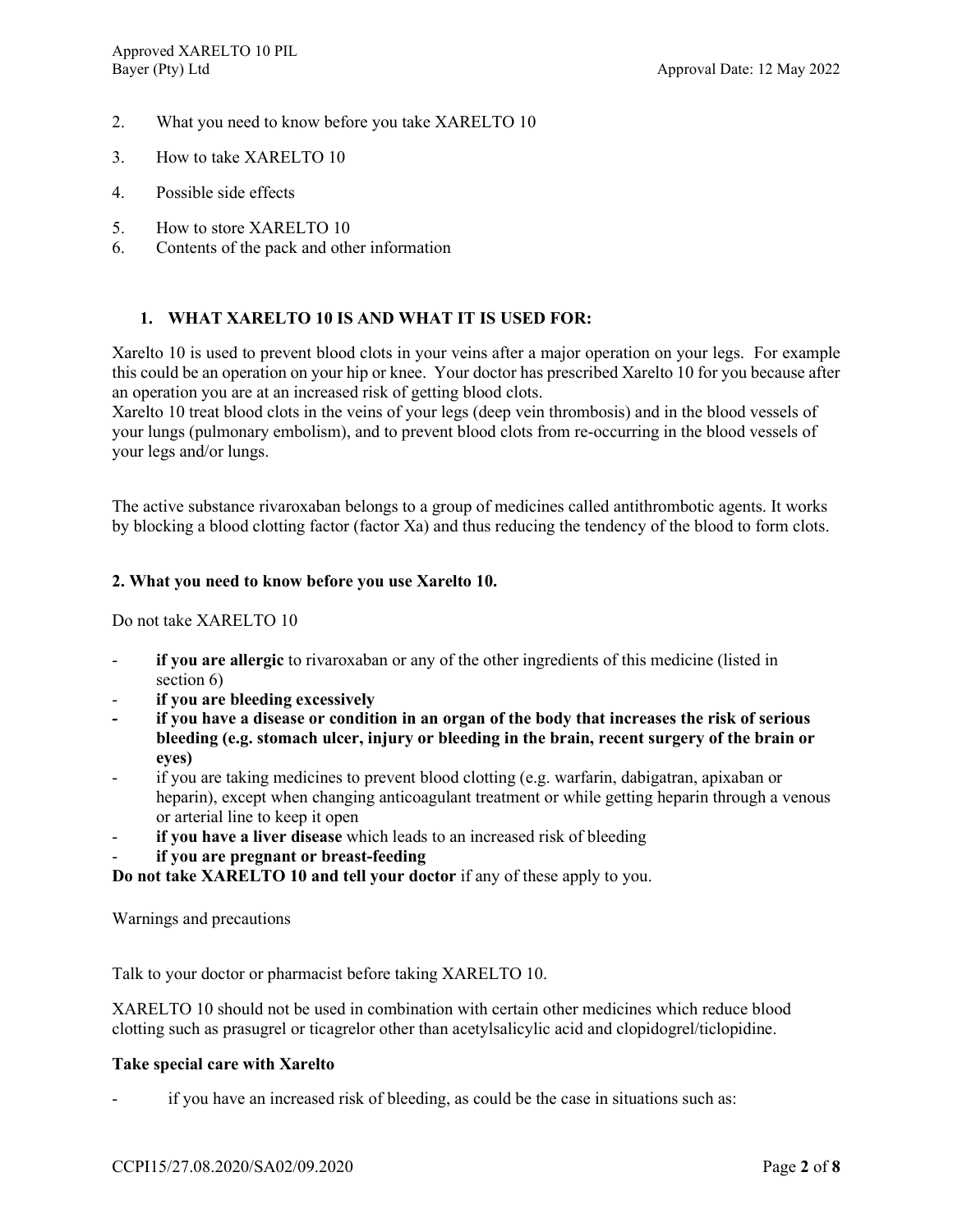2. What you need to know before you take XARELTO 10
3. How to take XARELTO 10
4. Possible side effects
5. How to store XARELTO 10
6. Contents of the pack and other information

## 1. WHAT XARELTO 10 IS AND WHAT IT IS USED FOR:

Xarelto 10 is used to prevent blood clots in your veins after a major operation on your legs. For example this could be an operation on your hip or knee. Your doctor has prescribed Xarelto 10 for you because after an operation you are at an increased risk of getting blood clots.
Xarelto 10 treat blood clots in the veins of your legs (deep vein thrombosis) and in the blood vessels of your lungs (pulmonary embolism), and to prevent blood clots from re-occurring in the blood vessels of your legs and/or lungs.

The active substance rivaroxaban belongs to a group of medicines called antithrombotic agents. It works by blocking a blood clotting factor (factor Xa) and thus reducing the tendency of the blood to form clots.

## 2. What you need to know before you use Xarelto 10.

Do not take XARELTO 10

- **if you are allergic** to rivaroxaban or any of the other ingredients of this medicine (listed in section 6)
- **if you are bleeding excessively**
- **if you have a disease or condition in an organ of the body that increases the risk of serious bleeding (e.g. stomach ulcer, injury or bleeding in the brain, recent surgery of the brain or eyes)**
- if you are taking medicines to prevent blood clotting (e.g. warfarin, dabigatran, apixaban or heparin), except when changing anticoagulant treatment or while getting heparin through a venous or arterial line to keep it open
- **if you have a liver disease** which leads to an increased risk of bleeding
- **if you are pregnant or breast-feeding**

**Do not take XARELTO 10 and tell your doctor** if any of these apply to you.

Warnings and precautions

Talk to your doctor or pharmacist before taking XARELTO 10.

XARELTO 10 should not be used in combination with certain other medicines which reduce blood clotting such as prasugrel or ticagrelor other than acetylsalicylic acid and clopidogrel/ticlopidine.

**Take special care with Xarelto**

- if you have an increased risk of bleeding, as could be the case in situations such as: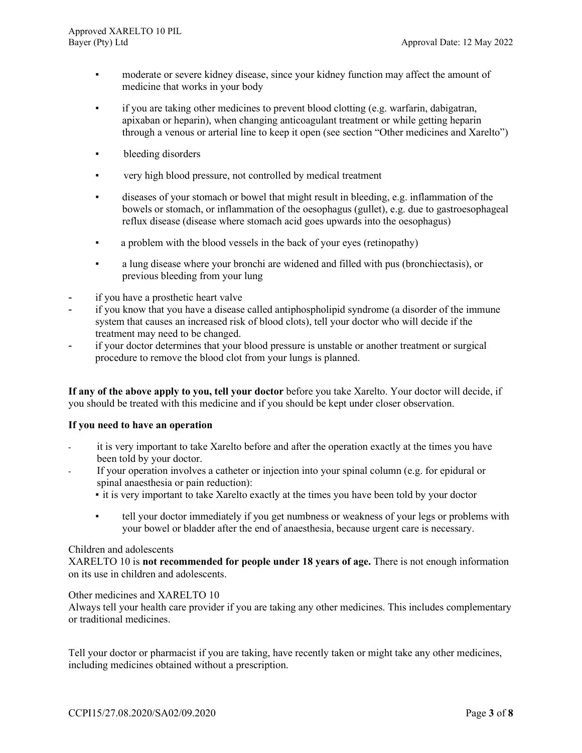- moderate or severe kidney disease, since your kidney function may affect the amount of medicine that works in your body
- if you are taking other medicines to prevent blood clotting (e.g. warfarin, dabigatran, apixaban or heparin), when changing anticoagulant treatment or while getting heparin through a venous or arterial line to keep it open (see section "Other medicines and Xarelto")
- bleeding disorders
- very high blood pressure, not controlled by medical treatment
- diseases of your stomach or bowel that might result in bleeding, e.g. inflammation of the bowels or stomach, or inflammation of the oesophagus (gullet), e.g. due to gastroesophageal reflux disease (disease where stomach acid goes upwards into the oesophagus)
- a problem with the blood vessels in the back of your eyes (retinopathy)
- a lung disease where your bronchi are widened and filled with pus (bronchiectasis), or previous bleeding from your lung

- if you have a prosthetic heart valve
- if you know that you have a disease called antiphospholipid syndrome (a disorder of the immune system that causes an increased risk of blood clots), tell your doctor who will decide if the treatment may need to be changed.
- if your doctor determines that your blood pressure is unstable or another treatment or surgical procedure to remove the blood clot from your lungs is planned.

**If any of the above apply to you, tell your doctor** before you take Xarelto. Your doctor will decide, if you should be treated with this medicine and if you should be kept under closer observation.

**If you need to have an operation**

- it is very important to take Xarelto before and after the operation exactly at the times you have been told by your doctor.
- If your operation involves a catheter or injection into your spinal column (e.g. for epidural or spinal anaesthesia or pain reduction):
  - it is very important to take Xarelto exactly at the times you have been told by your doctor
  - tell your doctor immediately if you get numbness or weakness of your legs or problems with your bowel or bladder after the end of anaesthesia, because urgent care is necessary.

Children and adolescents

XARELTO 10 is **not recommended for people under 18 years of age.** There is not enough information on its use in children and adolescents.

Other medicines and XARELTO 10

Always tell your health care provider if you are taking any other medicines. This includes complementary or traditional medicines.

Tell your doctor or pharmacist if you are taking, have recently taken or might take any other medicines, including medicines obtained without a prescription.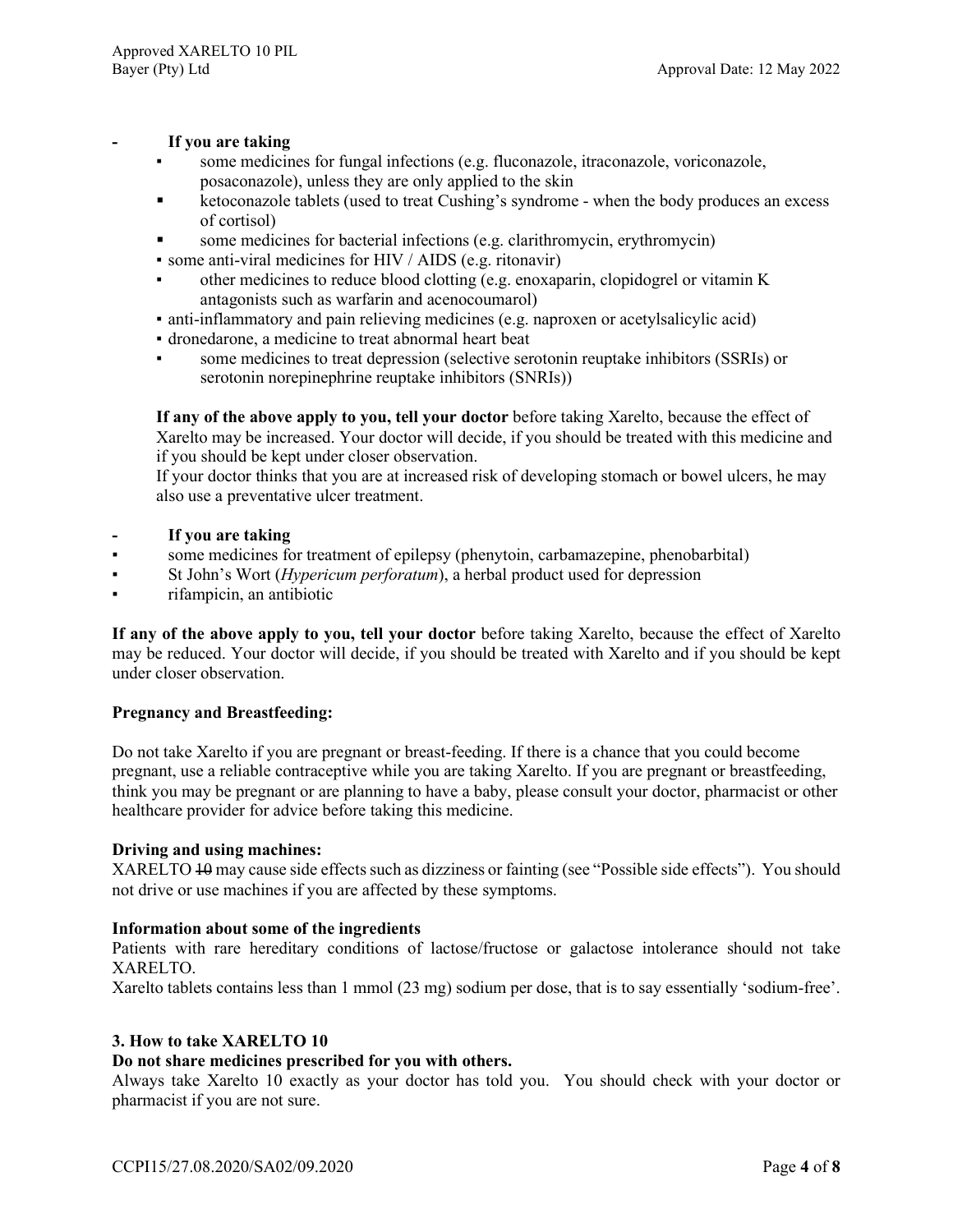- **If you are taking**
  - some medicines for fungal infections (e.g. fluconazole, itraconazole, voriconazole, posaconazole), unless they are only applied to the skin
  - ketoconazole tablets (used to treat Cushing's syndrome - when the body produces an excess of cortisol)
  - some medicines for bacterial infections (e.g. clarithromycin, erythromycin)
  - some anti-viral medicines for HIV / AIDS (e.g. ritonavir)
  - other medicines to reduce blood clotting (e.g. enoxaparin, clopidogrel or vitamin K antagonists such as warfarin and acenocoumarol)
  - anti-inflammatory and pain relieving medicines (e.g. naproxen or acetylsalicylic acid)
  - dronedarone, a medicine to treat abnormal heart beat
  - some medicines to treat depression (selective serotonin reuptake inhibitors (SSRIs) or serotonin norepinephrine reuptake inhibitors (SNRIs))

  **If any of the above apply to you, tell your doctor** before taking Xarelto, because the effect of Xarelto may be increased. Your doctor will decide, if you should be treated with this medicine and if you should be kept under closer observation.

  If your doctor thinks that you are at increased risk of developing stomach or bowel ulcers, he may also use a preventative ulcer treatment.

- **If you are taking**
  - some medicines for treatment of epilepsy (phenytoin, carbamazepine, phenobarbital)
  - St John's Wort (*Hypericum perforatum*), a herbal product used for depression
  - rifampicin, an antibiotic

**If any of the above apply to you, tell your doctor** before taking Xarelto, because the effect of Xarelto may be reduced. Your doctor will decide, if you should be treated with Xarelto and if you should be kept under closer observation.

**Pregnancy and Breastfeeding:**

Do not take Xarelto if you are pregnant or breast-feeding. If there is a chance that you could become pregnant, use a reliable contraceptive while you are taking Xarelto. If you are pregnant or breastfeeding, think you may be pregnant or are planning to have a baby, please consult your doctor, pharmacist or other healthcare provider for advice before taking this medicine.

**Driving and using machines:**

XARELTO ~~10~~ may cause side effects such as dizziness or fainting (see "Possible side effects"). You should not drive or use machines if you are affected by these symptoms.

**Information about some of the ingredients**

Patients with rare hereditary conditions of lactose/fructose or galactose intolerance should not take XARELTO.

Xarelto tablets contains less than 1 mmol (23 mg) sodium per dose, that is to say essentially 'sodium-free'.

**3. How to take XARELTO 10**

**Do not share medicines prescribed for you with others.**

Always take Xarelto 10 exactly as your doctor has told you. You should check with your doctor or pharmacist if you are not sure.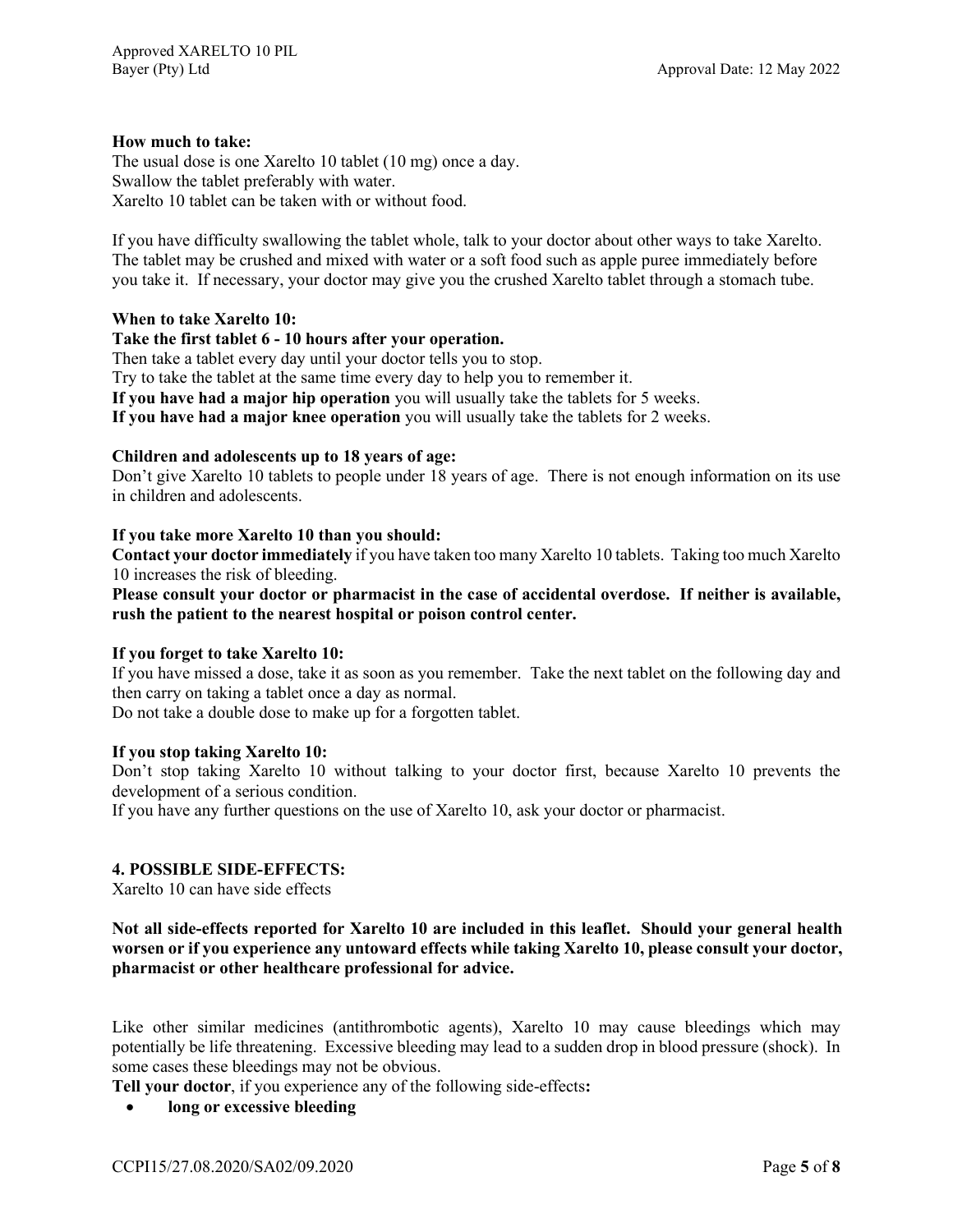**How much to take:**
The usual dose is one Xarelto 10 tablet (10 mg) once a day.
Swallow the tablet preferably with water.
Xarelto 10 tablet can be taken with or without food.

If you have difficulty swallowing the tablet whole, talk to your doctor about other ways to take Xarelto. The tablet may be crushed and mixed with water or a soft food such as apple puree immediately before you take it. If necessary, your doctor may give you the crushed Xarelto tablet through a stomach tube.

**When to take Xarelto 10:**
**Take the first tablet 6 - 10 hours after your operation.**
Then take a tablet every day until your doctor tells you to stop.
Try to take the tablet at the same time every day to help you to remember it.
**If you have had a major hip operation** you will usually take the tablets for 5 weeks.
**If you have had a major knee operation** you will usually take the tablets for 2 weeks.

**Children and adolescents up to 18 years of age:**
Don't give Xarelto 10 tablets to people under 18 years of age. There is not enough information on its use in children and adolescents.

**If you take more Xarelto 10 than you should:**
**Contact your doctor immediately** if you have taken too many Xarelto 10 tablets. Taking too much Xarelto 10 increases the risk of bleeding.
**Please consult your doctor or pharmacist in the case of accidental overdose. If neither is available, rush the patient to the nearest hospital or poison control center.**

**If you forget to take Xarelto 10:**
If you have missed a dose, take it as soon as you remember. Take the next tablet on the following day and then carry on taking a tablet once a day as normal.
Do not take a double dose to make up for a forgotten tablet.

**If you stop taking Xarelto 10:**
Don't stop taking Xarelto 10 without talking to your doctor first, because Xarelto 10 prevents the development of a serious condition.
If you have any further questions on the use of Xarelto 10, ask your doctor or pharmacist.

## 4. POSSIBLE SIDE-EFFECTS:

Xarelto 10 can have side effects

**Not all side-effects reported for Xarelto 10 are included in this leaflet. Should your general health worsen or if you experience any untoward effects while taking Xarelto 10, please consult your doctor, pharmacist or other healthcare professional for advice.**

Like other similar medicines (antithrombotic agents), Xarelto 10 may cause bleedings which may potentially be life threatening. Excessive bleeding may lead to a sudden drop in blood pressure (shock). In some cases these bleedings may not be obvious.
**Tell your doctor**, if you experience any of the following side-effects**:**

- **long or excessive bleeding**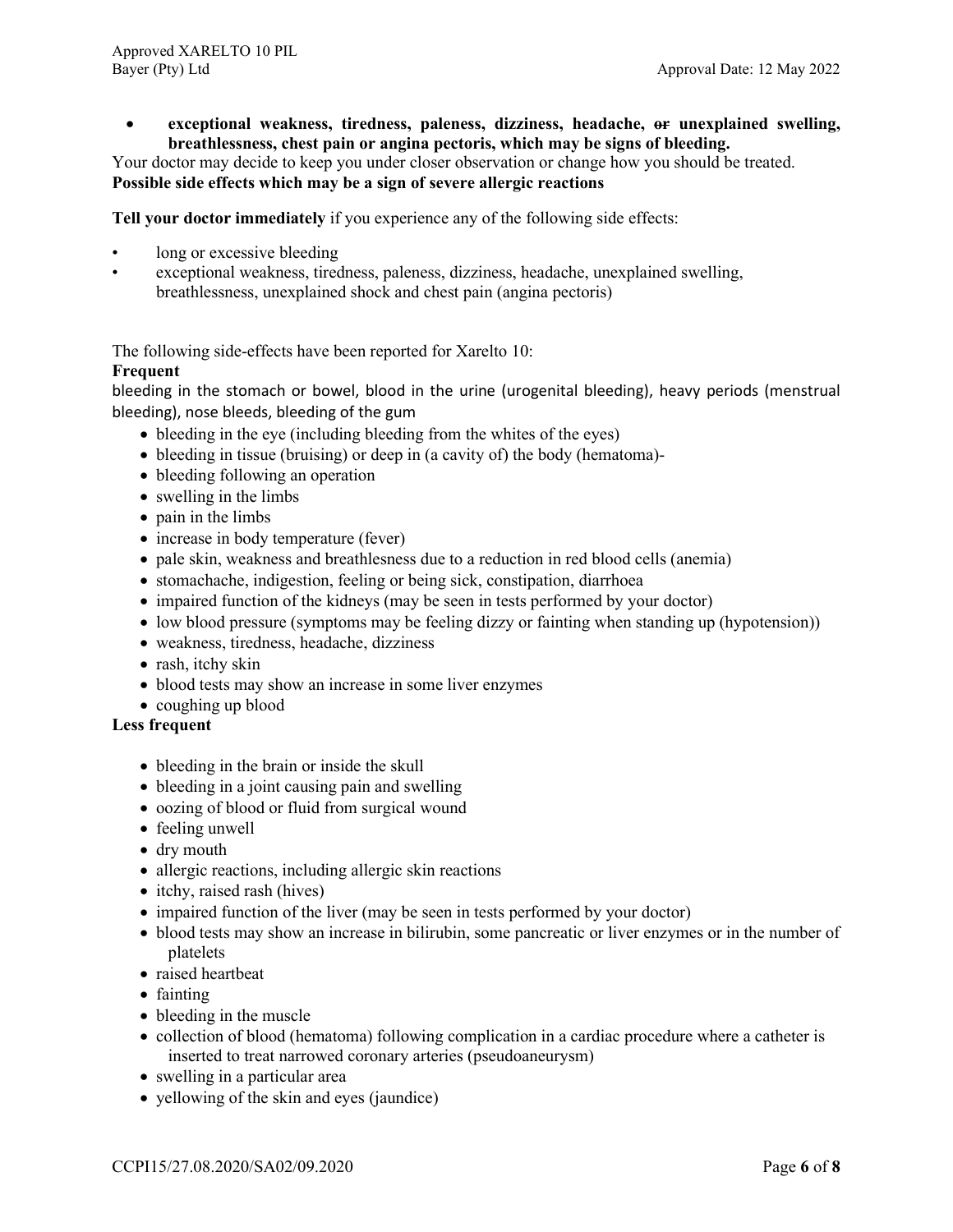- **exceptional weakness, tiredness, paleness, dizziness, headache, ~~or~~ unexplained swelling, breathlessness, chest pain or angina pectoris, which may be signs of bleeding.**

Your doctor may decide to keep you under closer observation or change how you should be treated.

**Possible side effects which may be a sign of severe allergic reactions**

**Tell your doctor immediately** if you experience any of the following side effects:

- long or excessive bleeding
- exceptional weakness, tiredness, paleness, dizziness, headache, unexplained swelling, breathlessness, unexplained shock and chest pain (angina pectoris)

The following side-effects have been reported for Xarelto 10:

**Frequent**

bleeding in the stomach or bowel, blood in the urine (urogenital bleeding), heavy periods (menstrual bleeding), nose bleeds, bleeding of the gum

- bleeding in the eye (including bleeding from the whites of the eyes)
- bleeding in tissue (bruising) or deep in (a cavity of) the body (hematoma)-
- bleeding following an operation
- swelling in the limbs
- pain in the limbs
- increase in body temperature (fever)
- pale skin, weakness and breathlesness due to a reduction in red blood cells (anemia)
- stomachache, indigestion, feeling or being sick, constipation, diarrhoea
- impaired function of the kidneys (may be seen in tests performed by your doctor)
- low blood pressure (symptoms may be feeling dizzy or fainting when standing up (hypotension))
- weakness, tiredness, headache, dizziness
- rash, itchy skin
- blood tests may show an increase in some liver enzymes
- coughing up blood

**Less frequent**

- bleeding in the brain or inside the skull
- bleeding in a joint causing pain and swelling
- oozing of blood or fluid from surgical wound
- feeling unwell
- dry mouth
- allergic reactions, including allergic skin reactions
- itchy, raised rash (hives)
- impaired function of the liver (may be seen in tests performed by your doctor)
- blood tests may show an increase in bilirubin, some pancreatic or liver enzymes or in the number of platelets
- raised heartbeat
- fainting
- bleeding in the muscle
- collection of blood (hematoma) following complication in a cardiac procedure where a catheter is inserted to treat narrowed coronary arteries (pseudoaneurysm)
- swelling in a particular area
- yellowing of the skin and eyes (jaundice)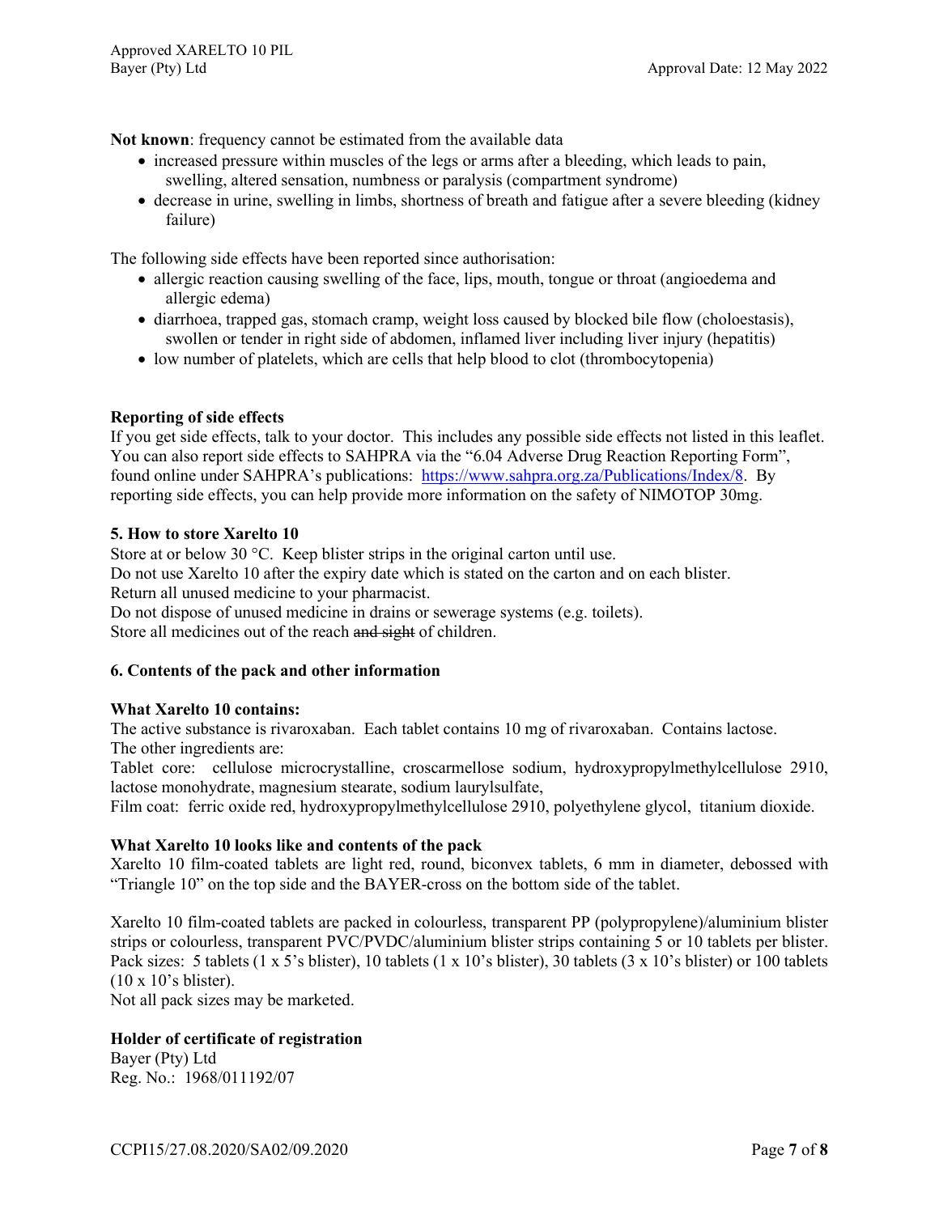**Not known**: frequency cannot be estimated from the available data

- increased pressure within muscles of the legs or arms after a bleeding, which leads to pain, swelling, altered sensation, numbness or paralysis (compartment syndrome)
- decrease in urine, swelling in limbs, shortness of breath and fatigue after a severe bleeding (kidney failure)

The following side effects have been reported since authorisation:

- allergic reaction causing swelling of the face, lips, mouth, tongue or throat (angioedema and allergic edema)
- diarrhoea, trapped gas, stomach cramp, weight loss caused by blocked bile flow (choloestasis), swollen or tender in right side of abdomen, inflamed liver including liver injury (hepatitis)
- low number of platelets, which are cells that help blood to clot (thrombocytopenia)

**Reporting of side effects**

If you get side effects, talk to your doctor. This includes any possible side effects not listed in this leaflet. You can also report side effects to SAHPRA via the "6.04 Adverse Drug Reaction Reporting Form", found online under SAHPRA's publications: https://www.sahpra.org.za/Publications/Index/8. By reporting side effects, you can help provide more information on the safety of NIMOTOP 30mg.

**5. How to store Xarelto 10**

Store at or below 30 °C. Keep blister strips in the original carton until use.
Do not use Xarelto 10 after the expiry date which is stated on the carton and on each blister.
Return all unused medicine to your pharmacist.
Do not dispose of unused medicine in drains or sewerage systems (e.g. toilets).
Store all medicines out of the reach ~~and sight~~ of children.

**6. Contents of the pack and other information**

**What Xarelto 10 contains:**

The active substance is rivaroxaban. Each tablet contains 10 mg of rivaroxaban. Contains lactose.
The other ingredients are:
Tablet core: cellulose microcrystalline, croscarmellose sodium, hydroxypropylmethylcellulose 2910, lactose monohydrate, magnesium stearate, sodium laurylsulfate,
Film coat: ferric oxide red, hydroxypropylmethylcellulose 2910, polyethylene glycol, titanium dioxide.

**What Xarelto 10 looks like and contents of the pack**

Xarelto 10 film-coated tablets are light red, round, biconvex tablets, 6 mm in diameter, debossed with "Triangle 10" on the top side and the BAYER-cross on the bottom side of the tablet.

Xarelto 10 film-coated tablets are packed in colourless, transparent PP (polypropylene)/aluminium blister strips or colourless, transparent PVC/PVDC/aluminium blister strips containing 5 or 10 tablets per blister. Pack sizes: 5 tablets (1 x 5's blister), 10 tablets (1 x 10's blister), 30 tablets (3 x 10's blister) or 100 tablets (10 x 10's blister).
Not all pack sizes may be marketed.

**Holder of certificate of registration**

Bayer (Pty) Ltd
Reg. No.: 1968/011192/07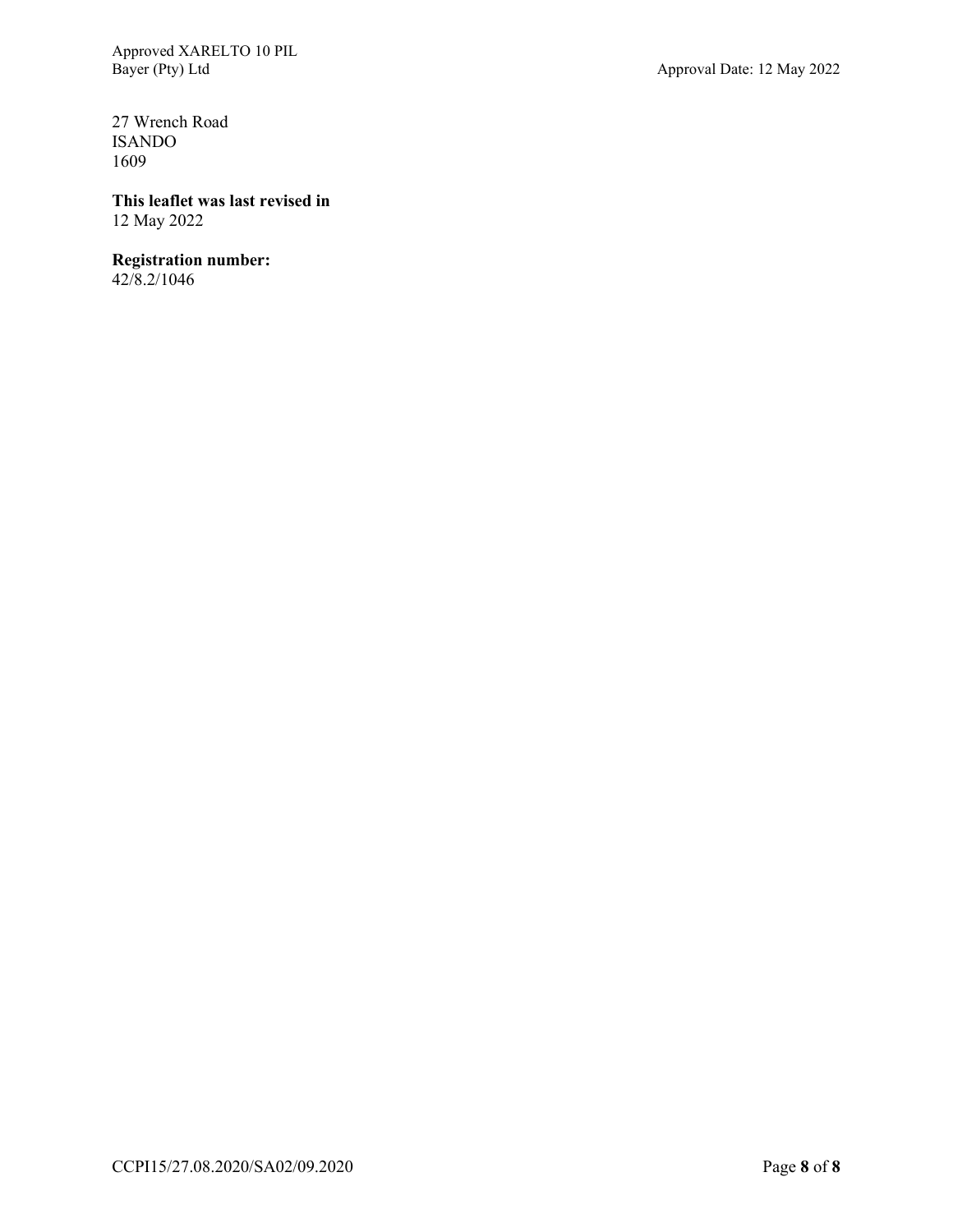27 Wrench Road
ISANDO
1609

**This leaflet was last revised in**
12 May 2022

**Registration number:**
42/8.2/1046